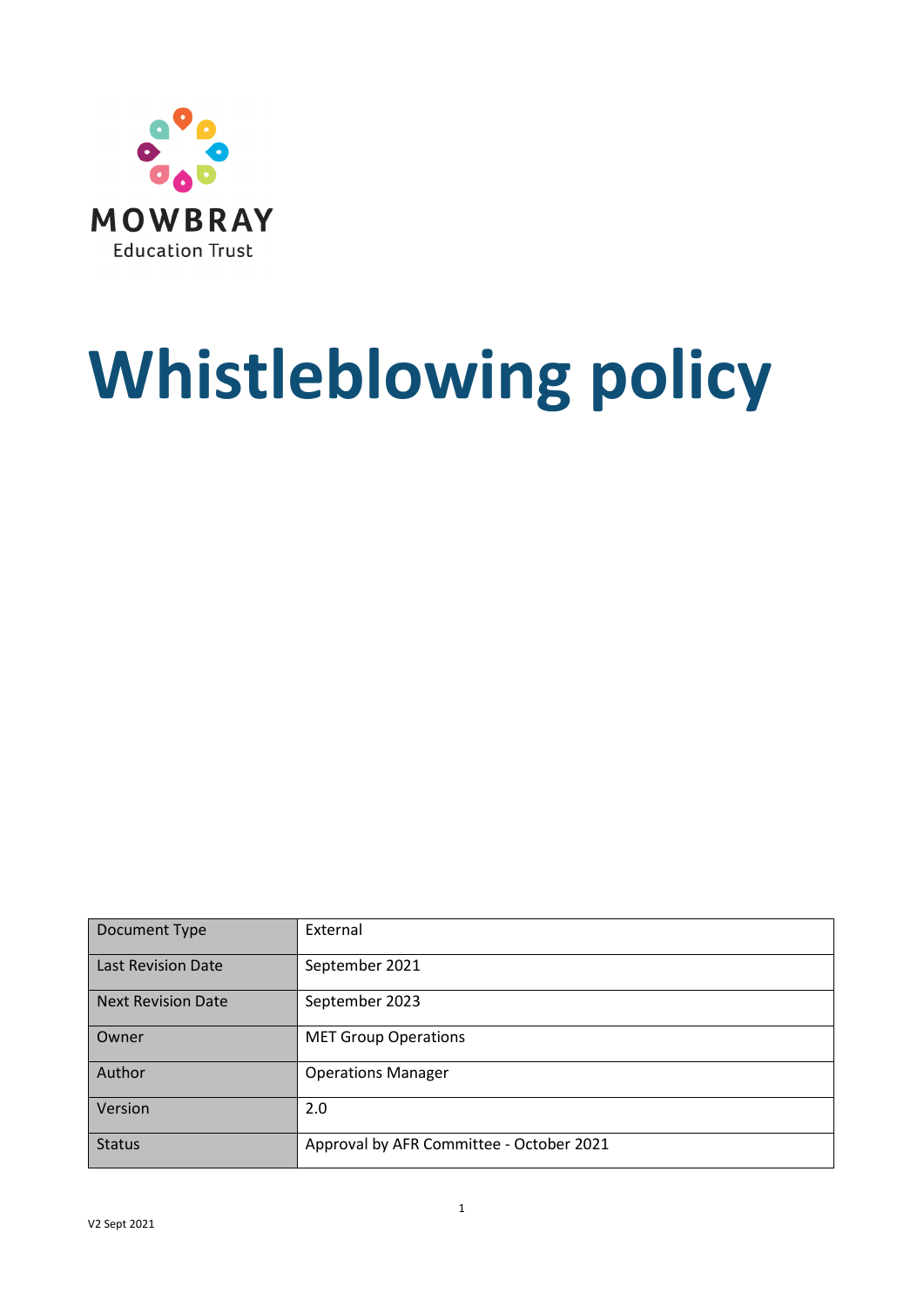MOWBRAY
Education Trust

# Whistleblowing policy

| Document Type | External |
|---|---|
| Last Revision Date | September 2021 |
| Next Revision Date | September 2023 |
| Owner | MET Group Operations |
| Author | Operations Manager |
| Version | 2.0 |
| Status | Approval by AFR Committee - October 2021 |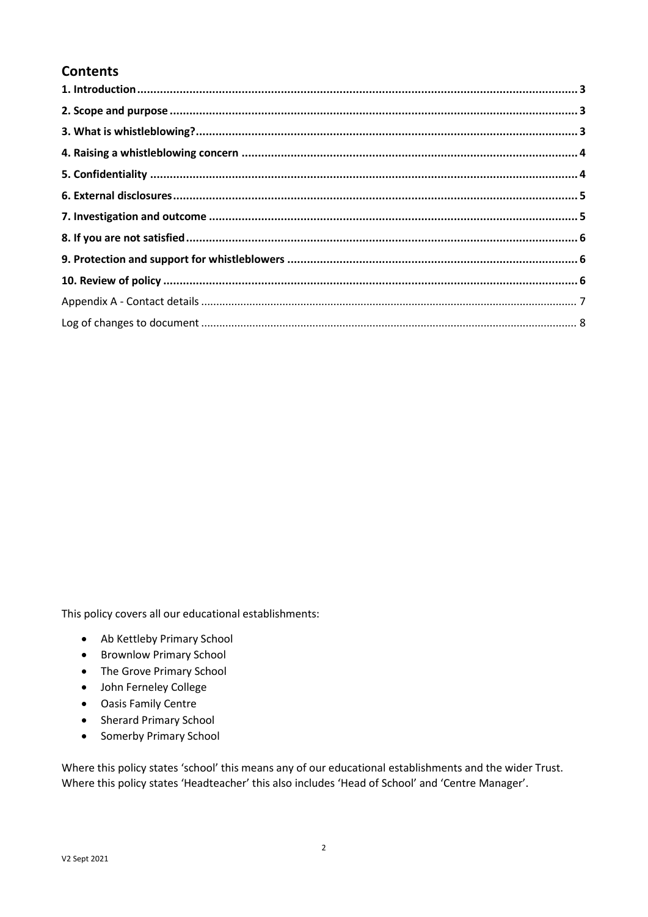## Contents

**1. Introduction** ..... 3

**2. Scope and purpose** ..... 3

**3. What is whistleblowing?** ..... 3

**4. Raising a whistleblowing concern** ..... 4

**5. Confidentiality** ..... 4

**6. External disclosures** ..... 5

**7. Investigation and outcome** ..... 5

**8. If you are not satisfied** ..... 6

**9. Protection and support for whistleblowers** ..... 6

**10. Review of policy** ..... 6

Appendix A - Contact details ..... 7

Log of changes to document ..... 8

This policy covers all our educational establishments:

- Ab Kettleby Primary School
- Brownlow Primary School
- The Grove Primary School
- John Ferneley College
- Oasis Family Centre
- Sherard Primary School
- Somerby Primary School

Where this policy states 'school' this means any of our educational establishments and the wider Trust. Where this policy states 'Headteacher' this also includes 'Head of School' and 'Centre Manager'.

V2 Sept 2021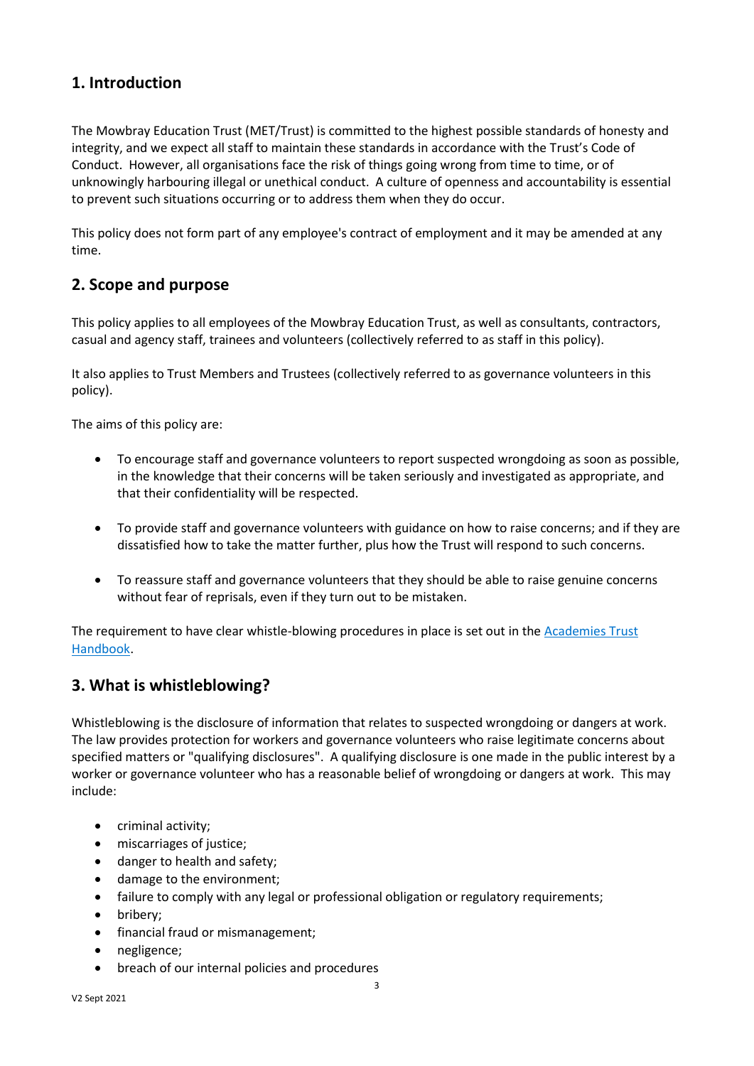## 1. Introduction

The Mowbray Education Trust (MET/Trust) is committed to the highest possible standards of honesty and integrity, and we expect all staff to maintain these standards in accordance with the Trust's Code of Conduct. However, all organisations face the risk of things going wrong from time to time, or of unknowingly harbouring illegal or unethical conduct. A culture of openness and accountability is essential to prevent such situations occurring or to address them when they do occur.

This policy does not form part of any employee's contract of employment and it may be amended at any time.

## 2. Scope and purpose

This policy applies to all employees of the Mowbray Education Trust, as well as consultants, contractors, casual and agency staff, trainees and volunteers (collectively referred to as staff in this policy).

It also applies to Trust Members and Trustees (collectively referred to as governance volunteers in this policy).

The aims of this policy are:

- To encourage staff and governance volunteers to report suspected wrongdoing as soon as possible, in the knowledge that their concerns will be taken seriously and investigated as appropriate, and that their confidentiality will be respected.
- To provide staff and governance volunteers with guidance on how to raise concerns; and if they are dissatisfied how to take the matter further, plus how the Trust will respond to such concerns.
- To reassure staff and governance volunteers that they should be able to raise genuine concerns without fear of reprisals, even if they turn out to be mistaken.

The requirement to have clear whistle-blowing procedures in place is set out in the Academies Trust Handbook.

## 3. What is whistleblowing?

Whistleblowing is the disclosure of information that relates to suspected wrongdoing or dangers at work. The law provides protection for workers and governance volunteers who raise legitimate concerns about specified matters or "qualifying disclosures". A qualifying disclosure is one made in the public interest by a worker or governance volunteer who has a reasonable belief of wrongdoing or dangers at work. This may include:

- criminal activity;
- miscarriages of justice;
- danger to health and safety;
- damage to the environment;
- failure to comply with any legal or professional obligation or regulatory requirements;
- bribery;
- financial fraud or mismanagement;
- negligence;
- breach of our internal policies and procedures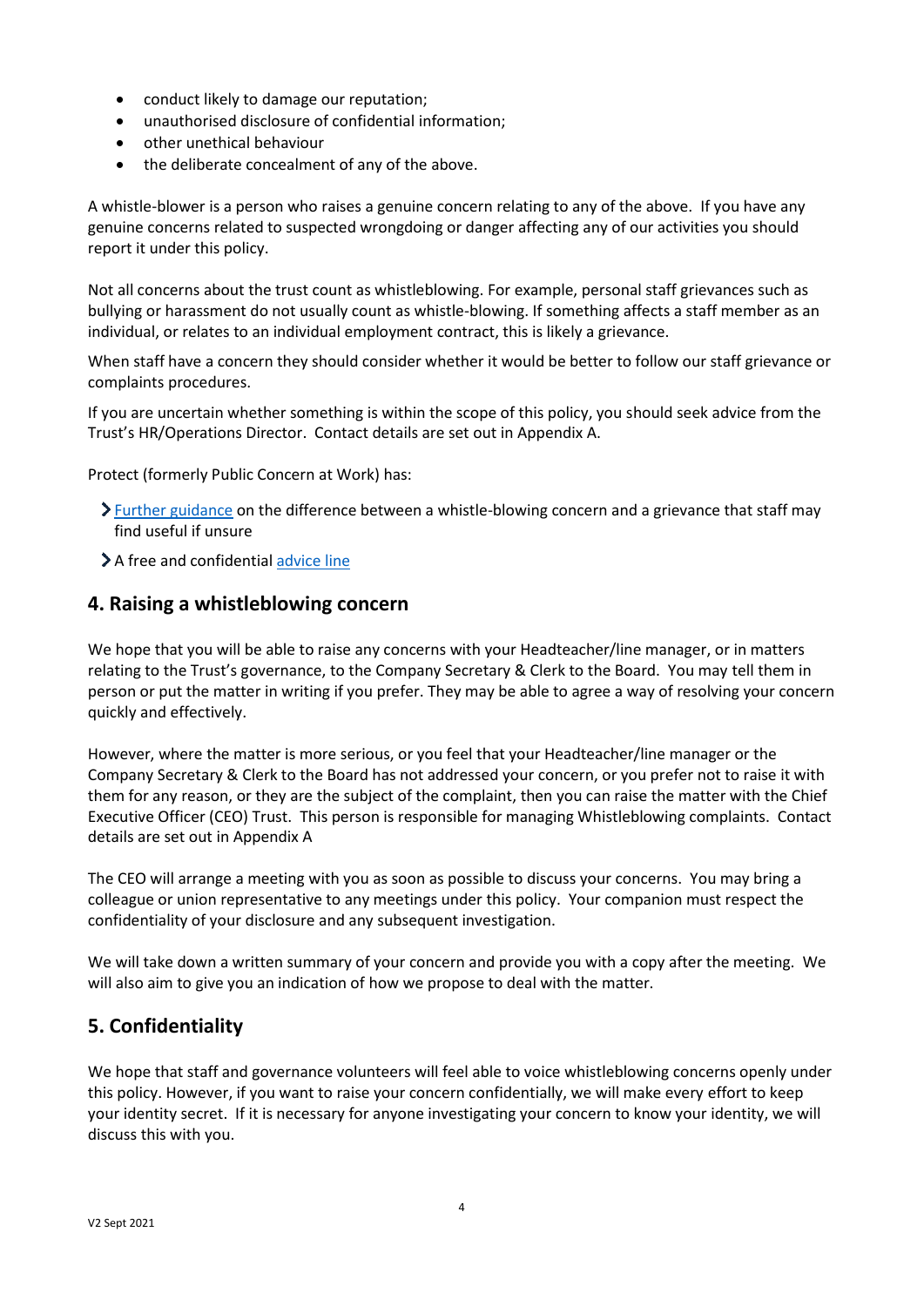- conduct likely to damage our reputation;
- unauthorised disclosure of confidential information;
- other unethical behaviour
- the deliberate concealment of any of the above.

A whistle-blower is a person who raises a genuine concern relating to any of the above. If you have any genuine concerns related to suspected wrongdoing or danger affecting any of our activities you should report it under this policy.

Not all concerns about the trust count as whistleblowing. For example, personal staff grievances such as bullying or harassment do not usually count as whistle-blowing. If something affects a staff member as an individual, or relates to an individual employment contract, this is likely a grievance.

When staff have a concern they should consider whether it would be better to follow our staff grievance or complaints procedures.

If you are uncertain whether something is within the scope of this policy, you should seek advice from the Trust's HR/Operations Director. Contact details are set out in Appendix A.

Protect (formerly Public Concern at Work) has:

- Further guidance on the difference between a whistle-blowing concern and a grievance that staff may find useful if unsure
- A free and confidential advice line

## 4. Raising a whistleblowing concern

We hope that you will be able to raise any concerns with your Headteacher/line manager, or in matters relating to the Trust's governance, to the Company Secretary & Clerk to the Board. You may tell them in person or put the matter in writing if you prefer. They may be able to agree a way of resolving your concern quickly and effectively.

However, where the matter is more serious, or you feel that your Headteacher/line manager or the Company Secretary & Clerk to the Board has not addressed your concern, or you prefer not to raise it with them for any reason, or they are the subject of the complaint, then you can raise the matter with the Chief Executive Officer (CEO) Trust. This person is responsible for managing Whistleblowing complaints. Contact details are set out in Appendix A

The CEO will arrange a meeting with you as soon as possible to discuss your concerns. You may bring a colleague or union representative to any meetings under this policy. Your companion must respect the confidentiality of your disclosure and any subsequent investigation.

We will take down a written summary of your concern and provide you with a copy after the meeting. We will also aim to give you an indication of how we propose to deal with the matter.

## 5. Confidentiality

We hope that staff and governance volunteers will feel able to voice whistleblowing concerns openly under this policy. However, if you want to raise your concern confidentially, we will make every effort to keep your identity secret. If it is necessary for anyone investigating your concern to know your identity, we will discuss this with you.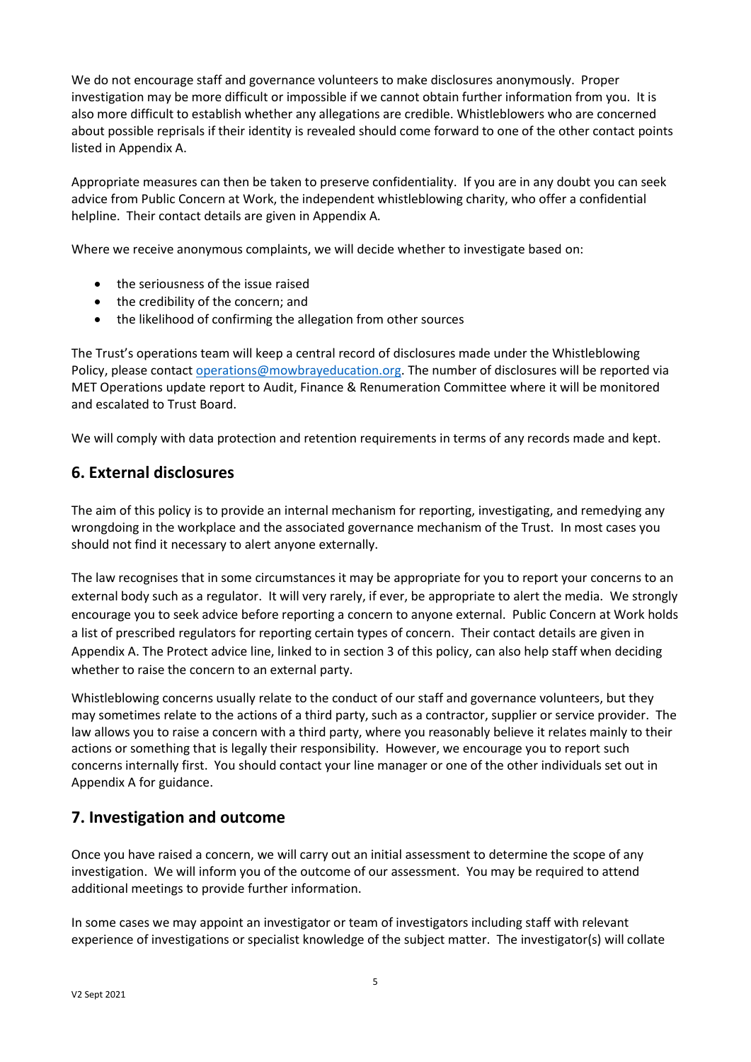We do not encourage staff and governance volunteers to make disclosures anonymously. Proper investigation may be more difficult or impossible if we cannot obtain further information from you. It is also more difficult to establish whether any allegations are credible. Whistleblowers who are concerned about possible reprisals if their identity is revealed should come forward to one of the other contact points listed in Appendix A.

Appropriate measures can then be taken to preserve confidentiality. If you are in any doubt you can seek advice from Public Concern at Work, the independent whistleblowing charity, who offer a confidential helpline. Their contact details are given in Appendix A.

Where we receive anonymous complaints, we will decide whether to investigate based on:

- the seriousness of the issue raised
- the credibility of the concern; and
- the likelihood of confirming the allegation from other sources

The Trust's operations team will keep a central record of disclosures made under the Whistleblowing Policy, please contact [operations@mowbrayeducation.org](mailto:operations@mowbrayeducation.org). The number of disclosures will be reported via MET Operations update report to Audit, Finance & Renumeration Committee where it will be monitored and escalated to Trust Board.

We will comply with data protection and retention requirements in terms of any records made and kept.

## 6. External disclosures

The aim of this policy is to provide an internal mechanism for reporting, investigating, and remedying any wrongdoing in the workplace and the associated governance mechanism of the Trust. In most cases you should not find it necessary to alert anyone externally.

The law recognises that in some circumstances it may be appropriate for you to report your concerns to an external body such as a regulator. It will very rarely, if ever, be appropriate to alert the media. We strongly encourage you to seek advice before reporting a concern to anyone external. Public Concern at Work holds a list of prescribed regulators for reporting certain types of concern. Their contact details are given in Appendix A. The Protect advice line, linked to in section 3 of this policy, can also help staff when deciding whether to raise the concern to an external party.

Whistleblowing concerns usually relate to the conduct of our staff and governance volunteers, but they may sometimes relate to the actions of a third party, such as a contractor, supplier or service provider. The law allows you to raise a concern with a third party, where you reasonably believe it relates mainly to their actions or something that is legally their responsibility. However, we encourage you to report such concerns internally first. You should contact your line manager or one of the other individuals set out in Appendix A for guidance.

## 7. Investigation and outcome

Once you have raised a concern, we will carry out an initial assessment to determine the scope of any investigation. We will inform you of the outcome of our assessment. You may be required to attend additional meetings to provide further information.

In some cases we may appoint an investigator or team of investigators including staff with relevant experience of investigations or specialist knowledge of the subject matter. The investigator(s) will collate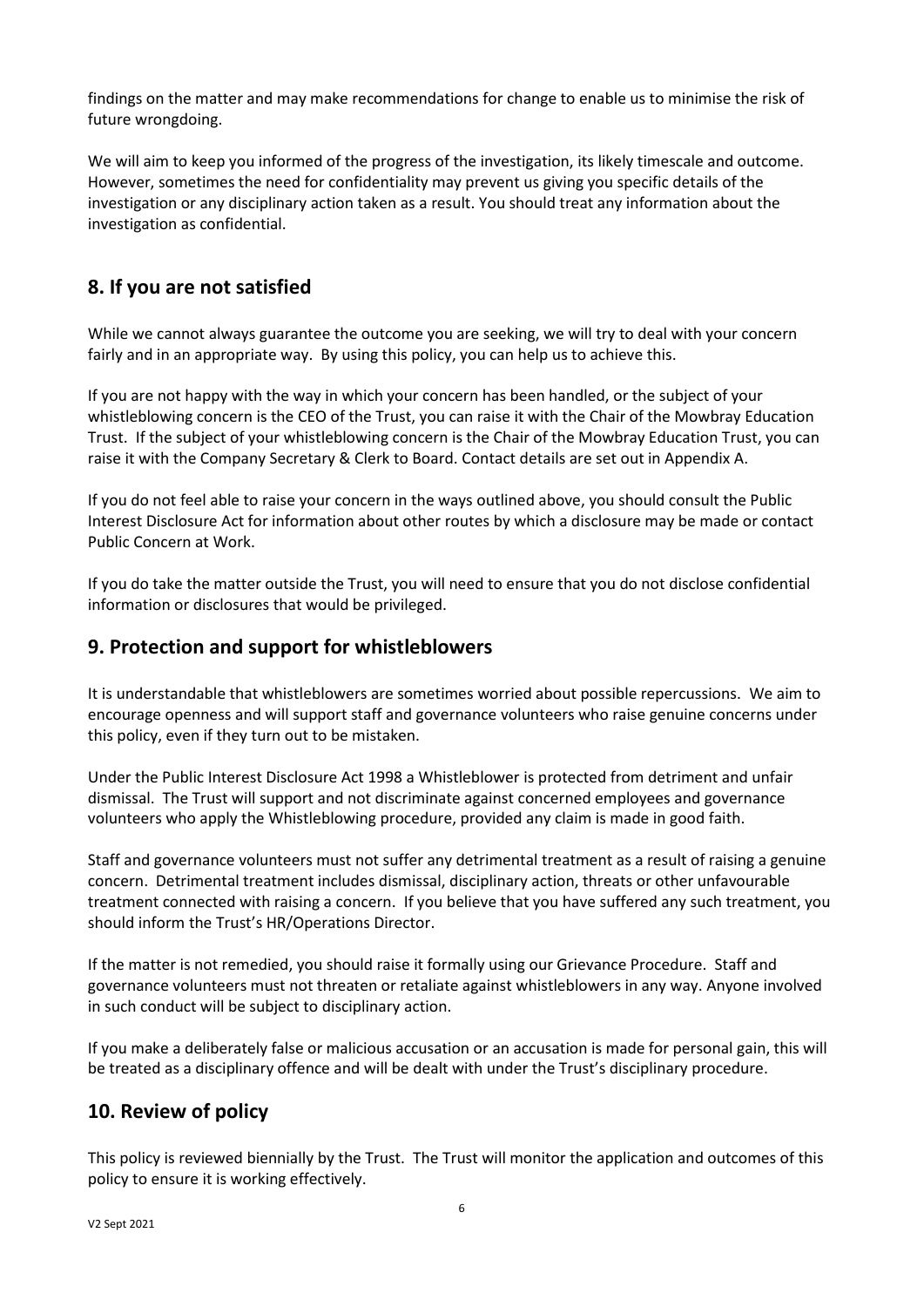findings on the matter and may make recommendations for change to enable us to minimise the risk of future wrongdoing.

We will aim to keep you informed of the progress of the investigation, its likely timescale and outcome. However, sometimes the need for confidentiality may prevent us giving you specific details of the investigation or any disciplinary action taken as a result. You should treat any information about the investigation as confidential.

## 8. If you are not satisfied

While we cannot always guarantee the outcome you are seeking, we will try to deal with your concern fairly and in an appropriate way. By using this policy, you can help us to achieve this.

If you are not happy with the way in which your concern has been handled, or the subject of your whistleblowing concern is the CEO of the Trust, you can raise it with the Chair of the Mowbray Education Trust. If the subject of your whistleblowing concern is the Chair of the Mowbray Education Trust, you can raise it with the Company Secretary & Clerk to Board. Contact details are set out in Appendix A.

If you do not feel able to raise your concern in the ways outlined above, you should consult the Public Interest Disclosure Act for information about other routes by which a disclosure may be made or contact Public Concern at Work.

If you do take the matter outside the Trust, you will need to ensure that you do not disclose confidential information or disclosures that would be privileged.

## 9. Protection and support for whistleblowers

It is understandable that whistleblowers are sometimes worried about possible repercussions. We aim to encourage openness and will support staff and governance volunteers who raise genuine concerns under this policy, even if they turn out to be mistaken.

Under the Public Interest Disclosure Act 1998 a Whistleblower is protected from detriment and unfair dismissal. The Trust will support and not discriminate against concerned employees and governance volunteers who apply the Whistleblowing procedure, provided any claim is made in good faith.

Staff and governance volunteers must not suffer any detrimental treatment as a result of raising a genuine concern. Detrimental treatment includes dismissal, disciplinary action, threats or other unfavourable treatment connected with raising a concern. If you believe that you have suffered any such treatment, you should inform the Trust's HR/Operations Director.

If the matter is not remedied, you should raise it formally using our Grievance Procedure. Staff and governance volunteers must not threaten or retaliate against whistleblowers in any way. Anyone involved in such conduct will be subject to disciplinary action.

If you make a deliberately false or malicious accusation or an accusation is made for personal gain, this will be treated as a disciplinary offence and will be dealt with under the Trust's disciplinary procedure.

## 10. Review of policy

This policy is reviewed biennially by the Trust. The Trust will monitor the application and outcomes of this policy to ensure it is working effectively.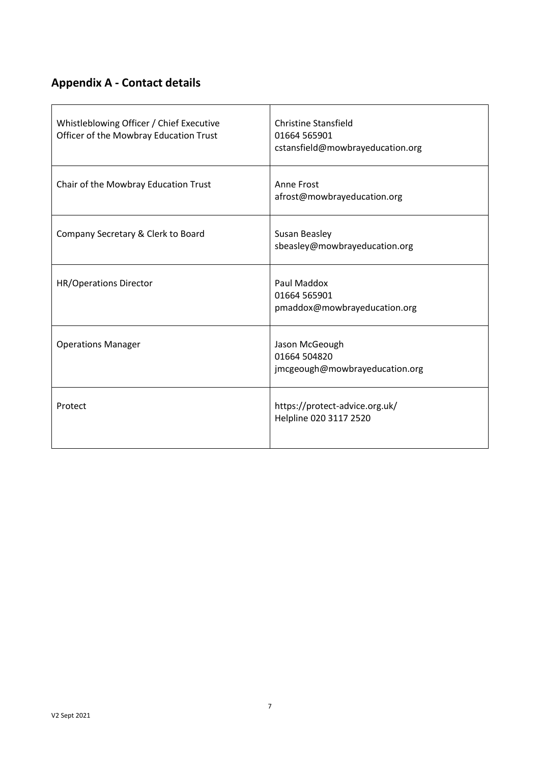## Appendix A - Contact details

| | |
|---|---|
| Whistleblowing Officer / Chief Executive Officer of the Mowbray Education Trust | Christine Stansfield<br>01664 565901<br>cstansfield@mowbrayeducation.org |
| Chair of the Mowbray Education Trust | Anne Frost<br>afrost@mowbrayeducation.org |
| Company Secretary & Clerk to Board | Susan Beasley<br>sbeasley@mowbrayeducation.org |
| HR/Operations Director | Paul Maddox<br>01664 565901<br>pmaddox@mowbrayeducation.org |
| Operations Manager | Jason McGeough<br>01664 504820<br>jmcgeough@mowbrayeducation.org |
| Protect | https://protect-advice.org.uk/<br>Helpline 020 3117 2520 |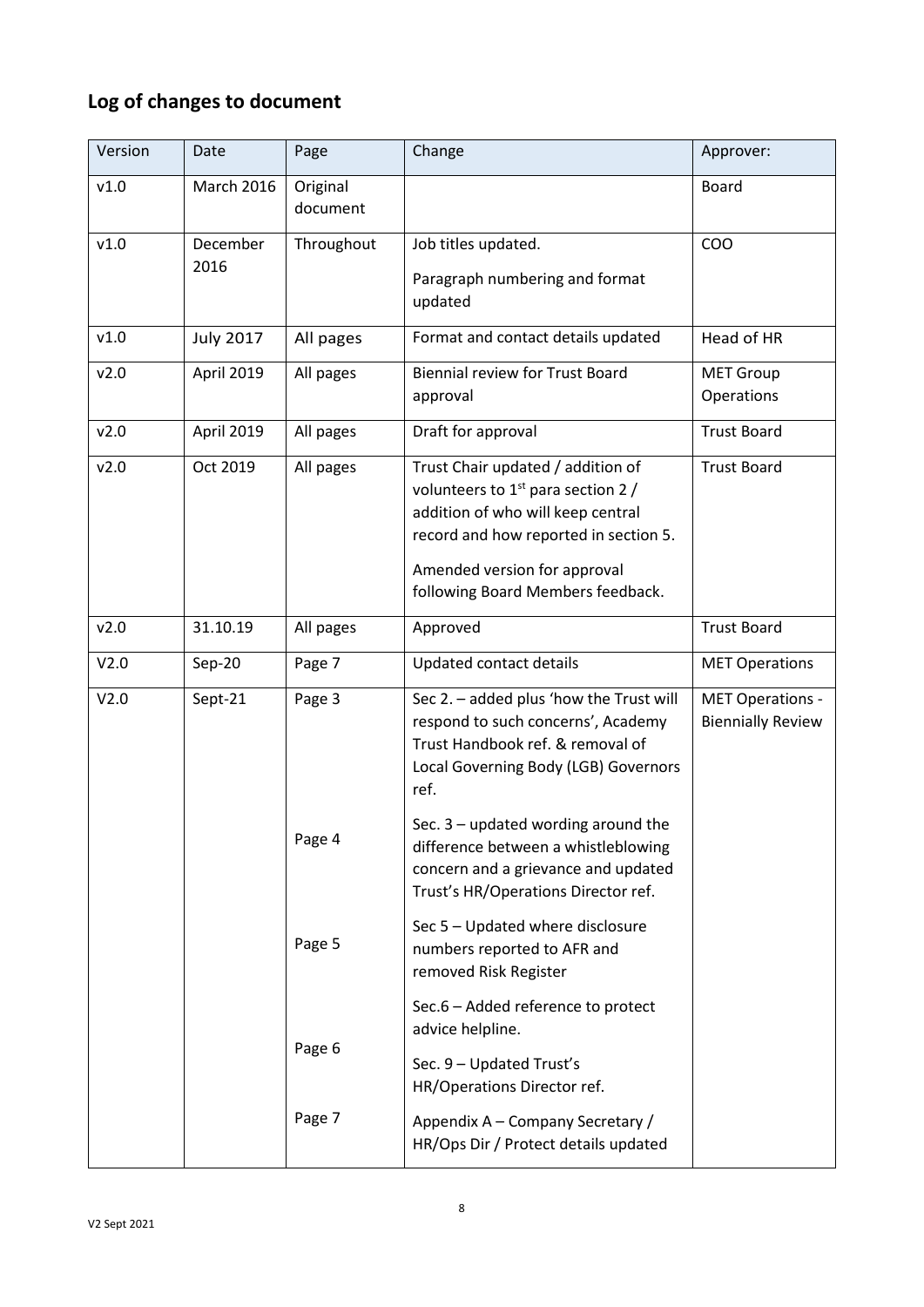## Log of changes to document

| Version | Date | Page | Change | Approver: |
|---|---|---|---|---|
| v1.0 | March 2016 | Original document | | Board |
| v1.0 | December 2016 | Throughout | Job titles updated.<br><br>Paragraph numbering and format updated | COO |
| v1.0 | July 2017 | All pages | Format and contact details updated | Head of HR |
| v2.0 | April 2019 | All pages | Biennial review for Trust Board approval | MET Group Operations |
| v2.0 | April 2019 | All pages | Draft for approval | Trust Board |
| v2.0 | Oct 2019 | All pages | Trust Chair updated / addition of volunteers to 1st para section 2 / addition of who will keep central record and how reported in section 5.<br><br>Amended version for approval following Board Members feedback. | Trust Board |
| v2.0 | 31.10.19 | All pages | Approved | Trust Board |
| V2.0 | Sep-20 | Page 7 | Updated contact details | MET Operations |
| V2.0 | Sept-21 | Page 3<br><br>Page 4<br><br>Page 5<br><br>Page 6<br><br>Page 7 | Sec 2. – added plus 'how the Trust will respond to such concerns', Academy Trust Handbook ref. & removal of Local Governing Body (LGB) Governors ref.<br><br>Sec. 3 – updated wording around the difference between a whistleblowing concern and a grievance and updated Trust's HR/Operations Director ref.<br><br>Sec 5 – Updated where disclosure numbers reported to AFR and removed Risk Register<br><br>Sec.6 – Added reference to protect advice helpline.<br><br>Sec. 9 – Updated Trust's HR/Operations Director ref.<br><br>Appendix A – Company Secretary / HR/Ops Dir / Protect details updated | MET Operations - Biennially Review |

V2 Sept 2021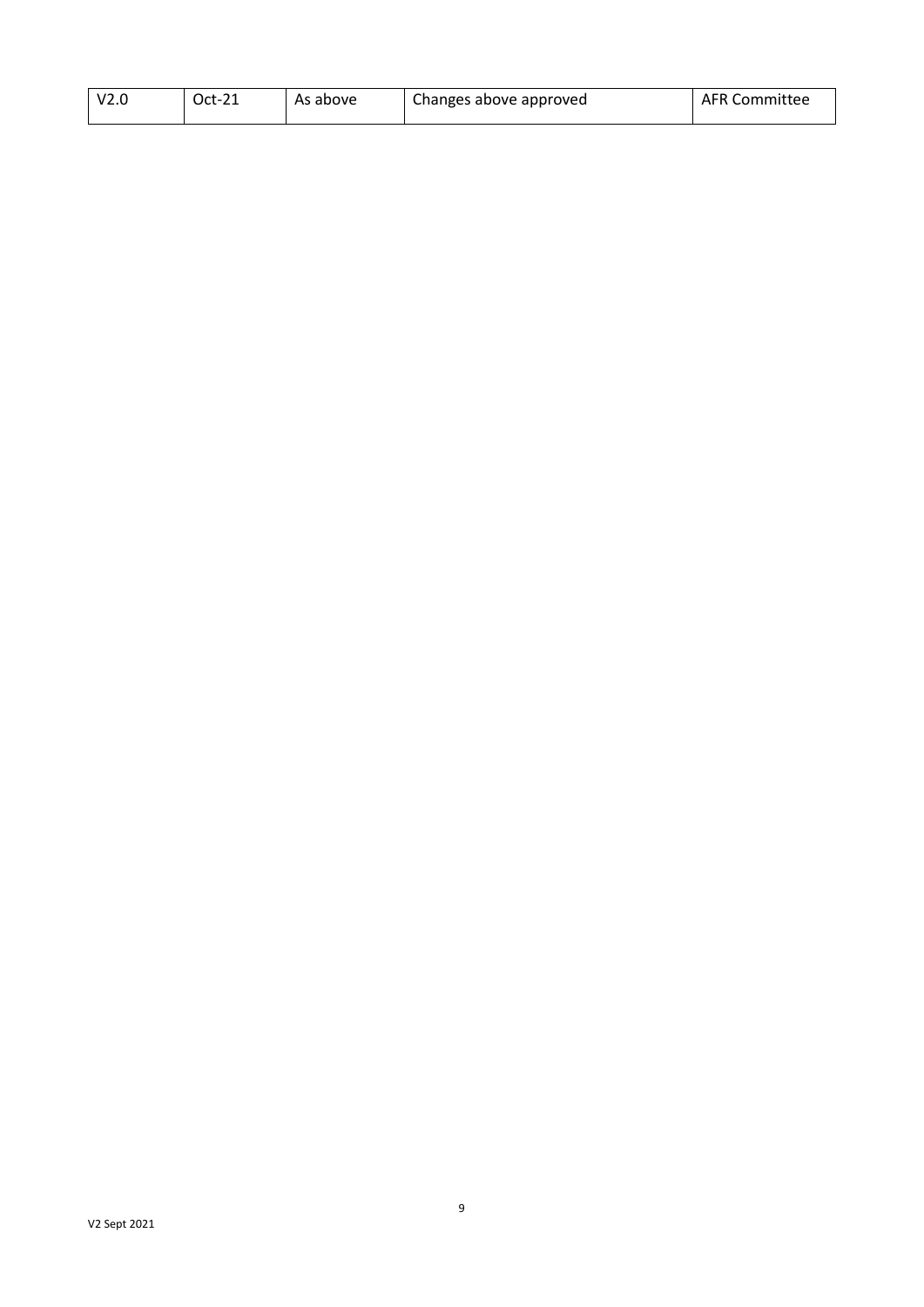| | | | | |
|---|---|---|---|---|
| V2.0 | Oct-21 | As above | Changes above approved | AFR Committee |